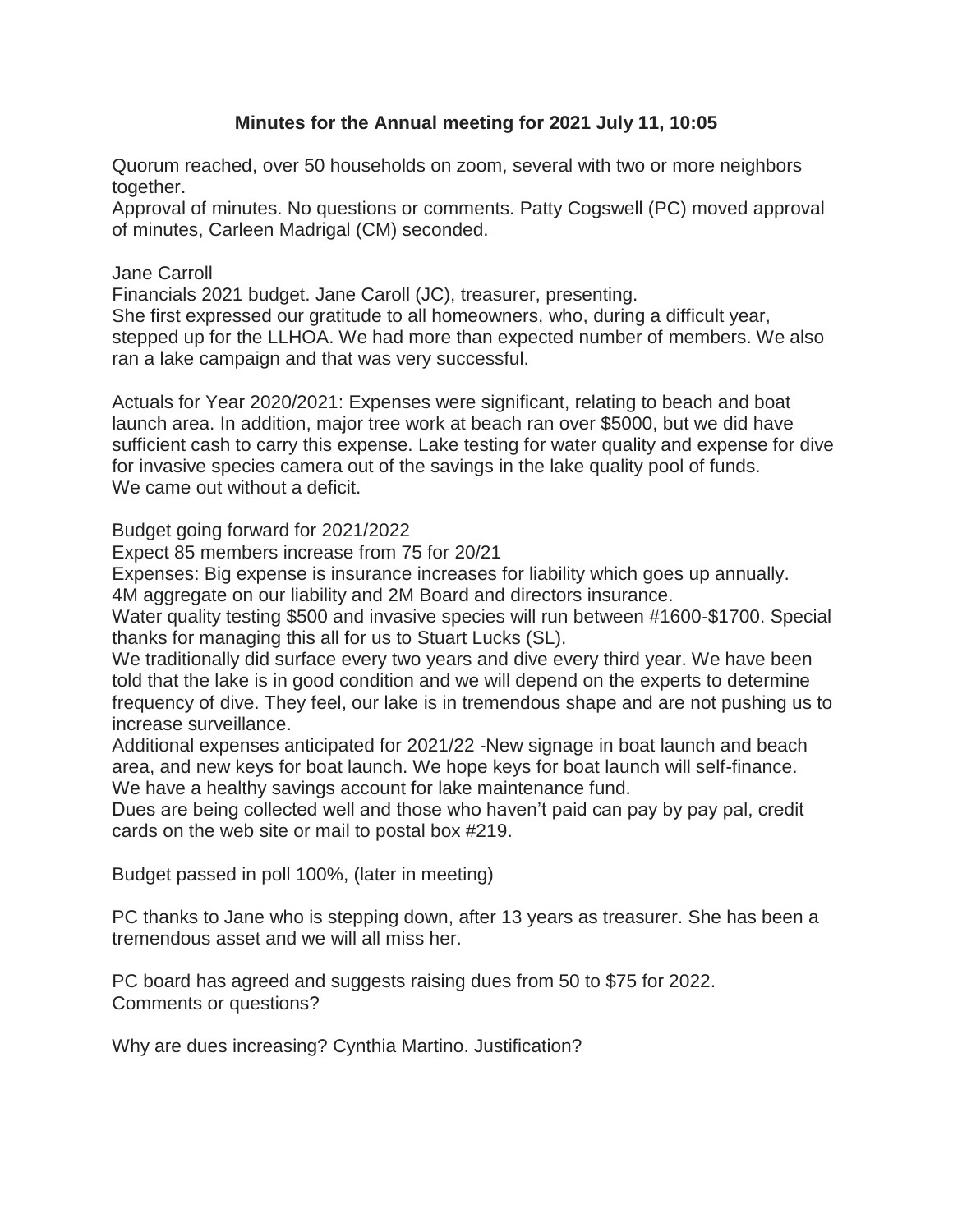**Minutes for the Annual meeting for 2021 July 11, 10:05**

Quorum reached, over 50 households on zoom, several with two or more neighbors together.
Approval of minutes. No questions or comments. Patty Cogswell (PC) moved approval of minutes, Carleen Madrigal (CM) seconded.

Jane Carroll
Financials 2021 budget. Jane Caroll (JC), treasurer, presenting.
She first expressed our gratitude to all homeowners, who, during a difficult year, stepped up for the LLHOA. We had more than expected number of members. We also ran a lake campaign and that was very successful.

Actuals for Year 2020/2021: Expenses were significant, relating to beach and boat launch area. In addition, major tree work at beach ran over $5000, but we did have sufficient cash to carry this expense. Lake testing for water quality and expense for dive for invasive species camera out of the savings in the lake quality pool of funds.
We came out without a deficit.

Budget going forward for 2021/2022
Expect 85 members increase from 75 for 20/21
Expenses: Big expense is insurance increases for liability which goes up annually.
4M aggregate on our liability and 2M Board and directors insurance.
Water quality testing $500 and invasive species will run between #1600-$1700. Special thanks for managing this all for us to Stuart Lucks (SL).
We traditionally did surface every two years and dive every third year. We have been told that the lake is in good condition and we will depend on the experts to determine frequency of dive. They feel, our lake is in tremendous shape and are not pushing us to increase surveillance.
Additional expenses anticipated for 2021/22 -New signage in boat launch and beach area, and new keys for boat launch. We hope keys for boat launch will self-finance.
We have a healthy savings account for lake maintenance fund.
Dues are being collected well and those who haven't paid can pay by pay pal, credit cards on the web site or mail to postal box #219.

Budget passed in poll 100%, (later in meeting)

PC thanks to Jane who is stepping down, after 13 years as treasurer. She has been a tremendous asset and we will all miss her.

PC board has agreed and suggests raising dues from 50 to $75 for 2022.
Comments or questions?

Why are dues increasing? Cynthia Martino. Justification?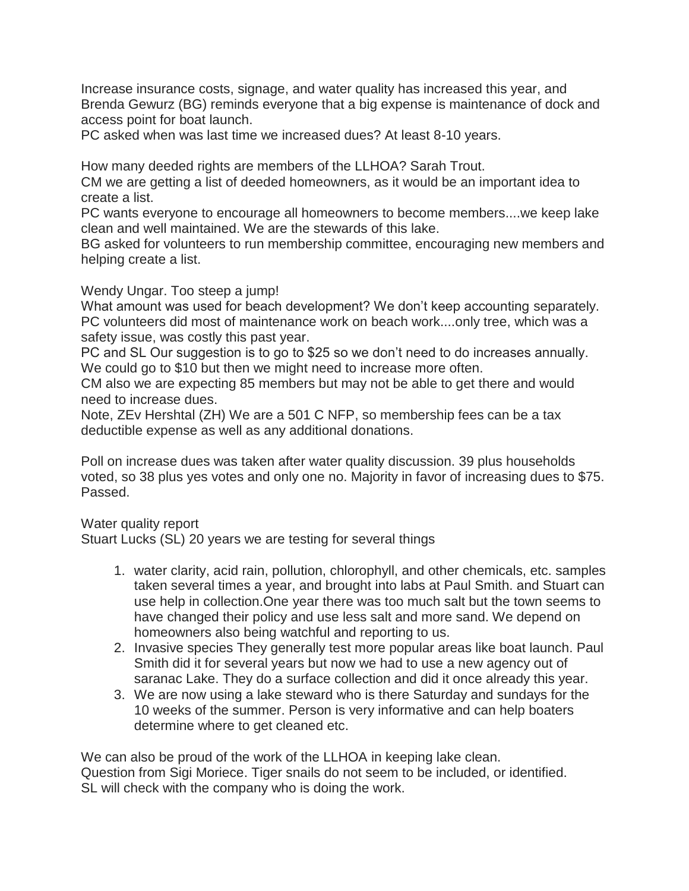Increase insurance costs, signage, and water quality has increased this year, and Brenda Gewurz (BG) reminds everyone that a big expense is maintenance of dock and access point for boat launch.
PC asked when was last time we increased dues? At least 8-10 years.

How many deeded rights are members of the LLHOA? Sarah Trout.
CM we are getting a list of deeded homeowners, as it would be an important idea to create a list.
PC wants everyone to encourage all homeowners to become members....we keep lake clean and well maintained. We are the stewards of this lake.
BG asked for volunteers to run membership committee, encouraging new members and helping create a list.

Wendy Ungar. Too steep a jump!
What amount was used for beach development? We don't keep accounting separately.
PC volunteers did most of maintenance work on beach work....only tree, which was a safety issue, was costly this past year.
PC and SL Our suggestion is to go to $25 so we don't need to do increases annually. We could go to $10 but then we might need to increase more often.
CM also we are expecting 85 members but may not be able to get there and would need to increase dues.
Note, ZEv Hershtal (ZH) We are a 501 C NFP, so membership fees can be a tax deductible expense as well as any additional donations.

Poll on increase dues was taken after water quality discussion. 39 plus households voted, so 38 plus yes votes and only one no. Majority in favor of increasing dues to $75. Passed.

Water quality report
Stuart Lucks (SL) 20 years we are testing for several things

1. water clarity, acid rain, pollution, chlorophyll, and other chemicals, etc. samples taken several times a year, and brought into labs at Paul Smith. and Stuart can use help in collection.One year there was too much salt but the town seems to have changed their policy and use less salt and more sand. We depend on homeowners also being watchful and reporting to us.
2. Invasive species They generally test more popular areas like boat launch. Paul Smith did it for several years but now we had to use a new agency out of saranac Lake. They do a surface collection and did it once already this year.
3. We are now using a lake steward who is there Saturday and sundays for the 10 weeks of the summer. Person is very informative and can help boaters determine where to get cleaned etc.

We can also be proud of the work of the LLHOA in keeping lake clean.
Question from Sigi Moriece. Tiger snails do not seem to be included, or identified.
SL will check with the company who is doing the work.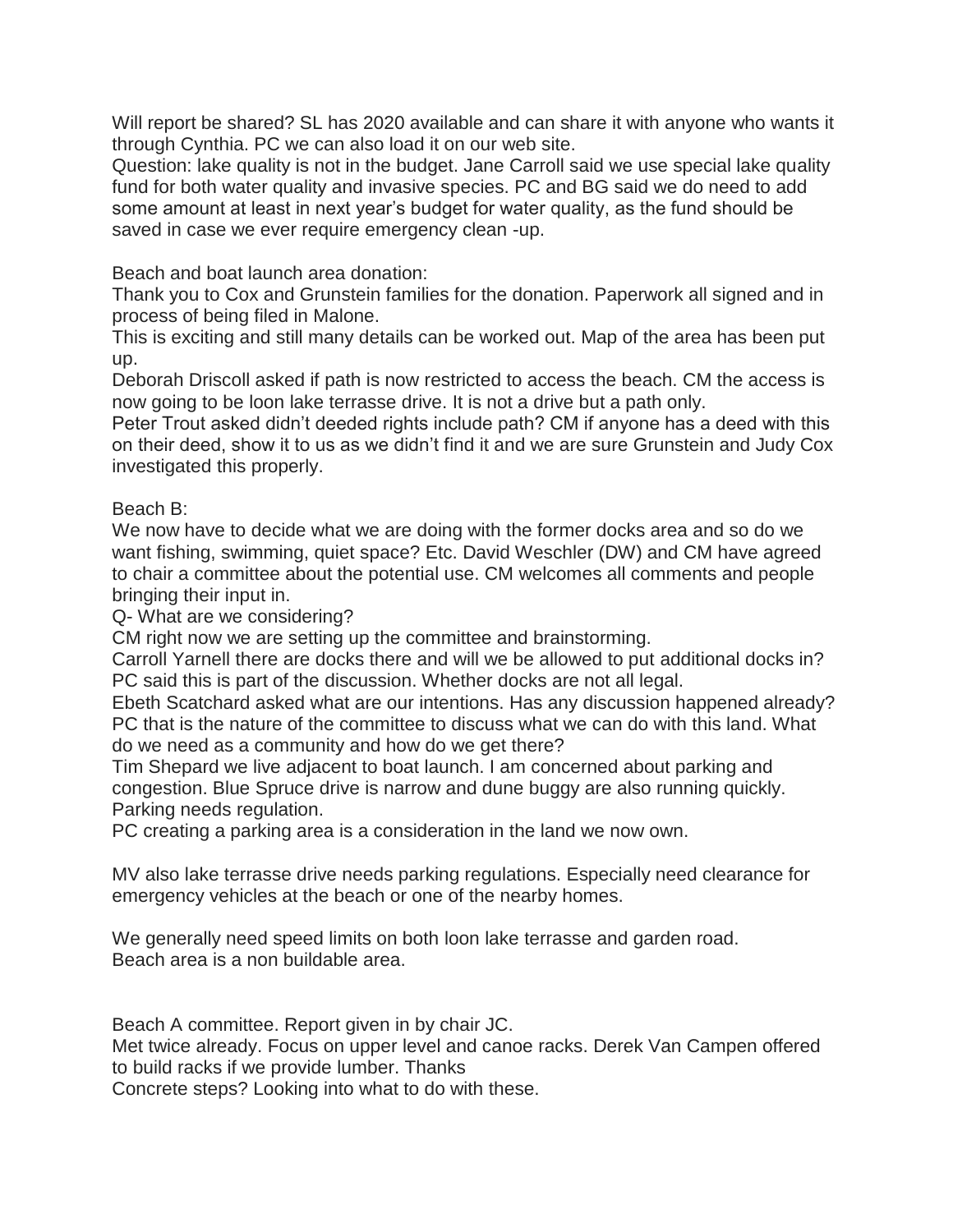Will report be shared? SL has 2020 available and can share it with anyone who wants it through Cynthia. PC we can also load it on our web site.

Question: lake quality is not in the budget. Jane Carroll said we use special lake quality fund for both water quality and invasive species. PC and BG said we do need to add some amount at least in next year's budget for water quality, as the fund should be saved in case we ever require emergency clean -up.

Beach and boat launch area donation:

Thank you to Cox and Grunstein families for the donation. Paperwork all signed and in process of being filed in Malone.

This is exciting and still many details can be worked out. Map of the area has been put up.

Deborah Driscoll asked if path is now restricted to access the beach. CM the access is now going to be loon lake terrasse drive. It is not a drive but a path only.

Peter Trout asked didn't deeded rights include path? CM if anyone has a deed with this on their deed, show it to us as we didn't find it and we are sure Grunstein and Judy Cox investigated this properly.

Beach B:

We now have to decide what we are doing with the former docks area and so do we want fishing, swimming, quiet space? Etc. David Weschler (DW) and CM have agreed to chair a committee about the potential use. CM welcomes all comments and people bringing their input in.

Q- What are we considering?

CM right now we are setting up the committee and brainstorming.

Carroll Yarnell there are docks there and will we be allowed to put additional docks in? PC said this is part of the discussion. Whether docks are not all legal.

Ebeth Scatchard asked what are our intentions. Has any discussion happened already? PC that is the nature of the committee to discuss what we can do with this land. What do we need as a community and how do we get there?

Tim Shepard we live adjacent to boat launch. I am concerned about parking and congestion. Blue Spruce drive is narrow and dune buggy are also running quickly. Parking needs regulation.

PC creating a parking area is a consideration in the land we now own.

MV also lake terrasse drive needs parking regulations. Especially need clearance for emergency vehicles at the beach or one of the nearby homes.

We generally need speed limits on both loon lake terrasse and garden road.
Beach area is a non buildable area.

Beach A committee. Report given in by chair JC.

Met twice already. Focus on upper level and canoe racks. Derek Van Campen offered to build racks if we provide lumber. Thanks

Concrete steps? Looking into what to do with these.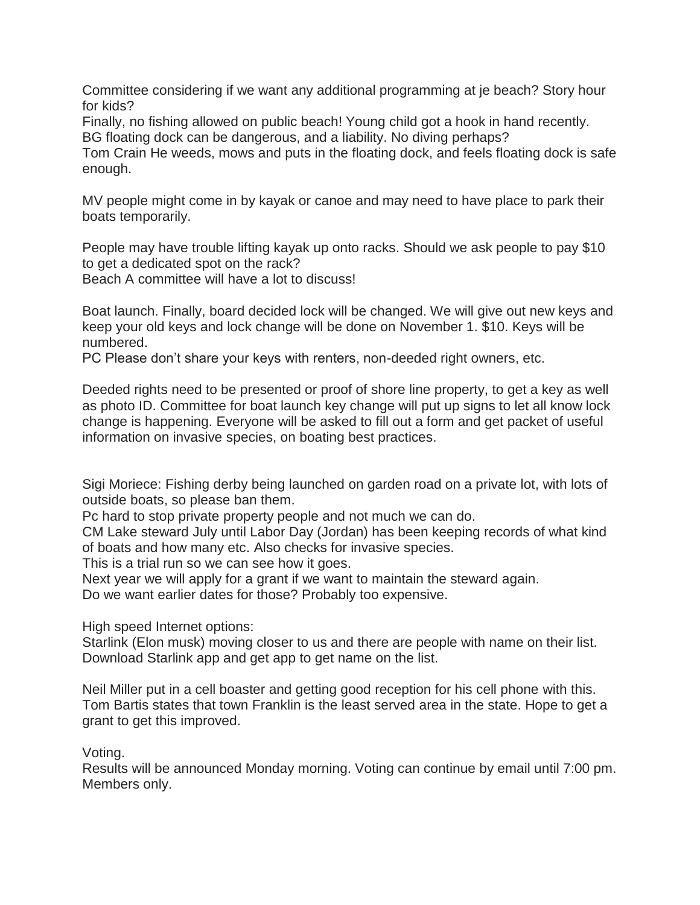Committee considering if we want any additional programming at je beach? Story hour for kids?
Finally, no fishing allowed on public beach! Young child got a hook in hand recently.
BG floating dock can be dangerous, and a liability. No diving perhaps?
Tom Crain He weeds, mows and puts in the floating dock, and feels floating dock is safe enough.

MV people might come in by kayak or canoe and may need to have place to park their boats temporarily.

People may have trouble lifting kayak up onto racks. Should we ask people to pay $10 to get a dedicated spot on the rack?
Beach A committee will have a lot to discuss!

Boat launch. Finally, board decided lock will be changed. We will give out new keys and keep your old keys and lock change will be done on November 1. $10. Keys will be numbered.
PC Please don't share your keys with renters, non-deeded right owners, etc.

Deeded rights need to be presented or proof of shore line property, to get a key as well as photo ID. Committee for boat launch key change will put up signs to let all know lock change is happening. Everyone will be asked to fill out a form and get packet of useful information on invasive species, on boating best practices.

Sigi Moriece: Fishing derby being launched on garden road on a private lot, with lots of outside boats, so please ban them.
Pc hard to stop private property people and not much we can do.
CM Lake steward July until Labor Day (Jordan) has been keeping records of what kind of boats and how many etc. Also checks for invasive species.
This is a trial run so we can see how it goes.
Next year we will apply for a grant if we want to maintain the steward again.
Do we want earlier dates for those? Probably too expensive.

High speed Internet options:
Starlink (Elon musk) moving closer to us and there are people with name on their list.
Download Starlink app and get app to get name on the list.

Neil Miller put in a cell boaster and getting good reception for his cell phone with this.
Tom Bartis states that town Franklin is the least served area in the state. Hope to get a grant to get this improved.

Voting.
Results will be announced Monday morning. Voting can continue by email until 7:00 pm. Members only.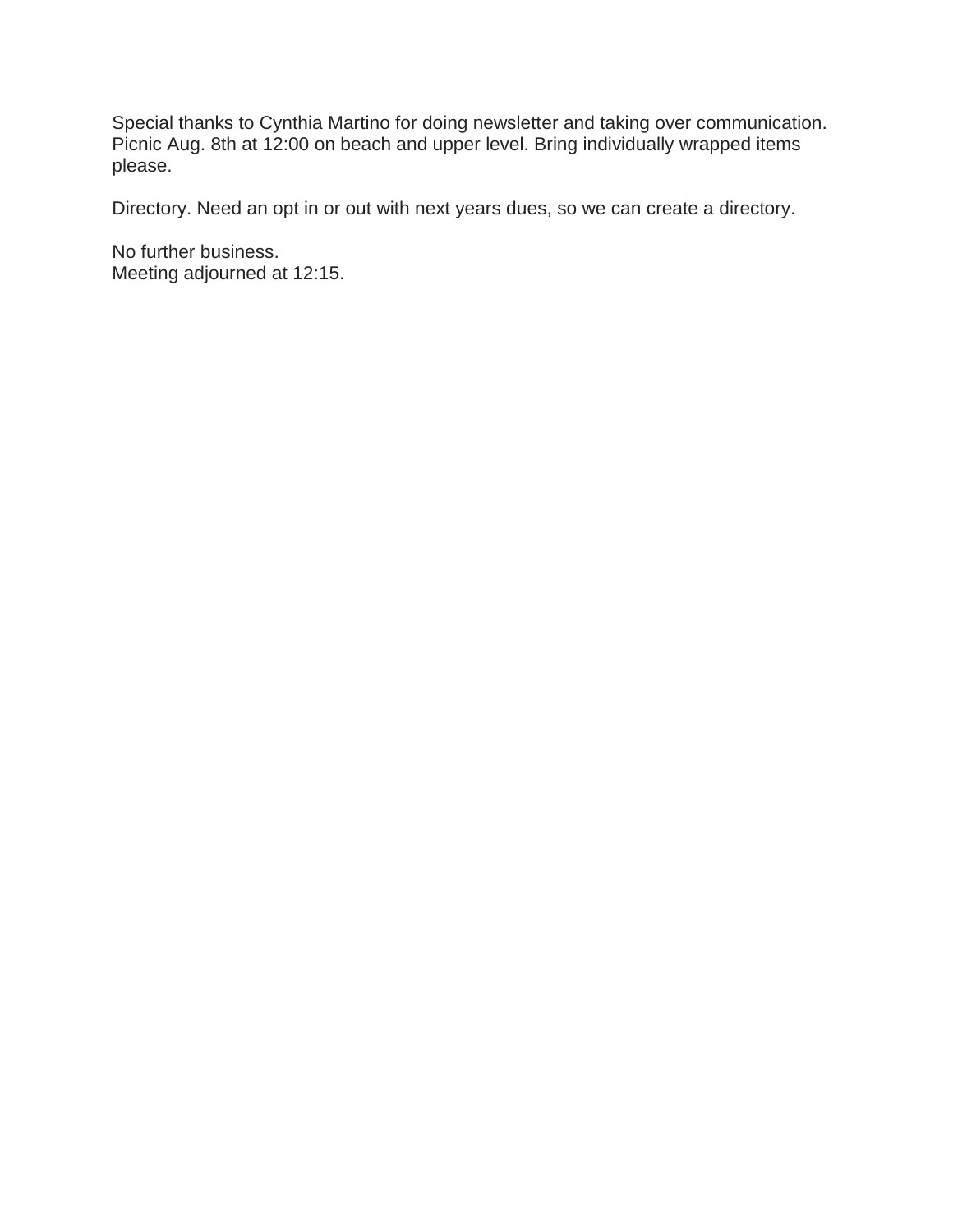Special thanks to Cynthia Martino for doing newsletter and taking over communication.
Picnic Aug. 8th at 12:00 on beach and upper level. Bring individually wrapped items please.

Directory. Need an opt in or out with next years dues, so we can create a directory.

No further business.
Meeting adjourned at 12:15.